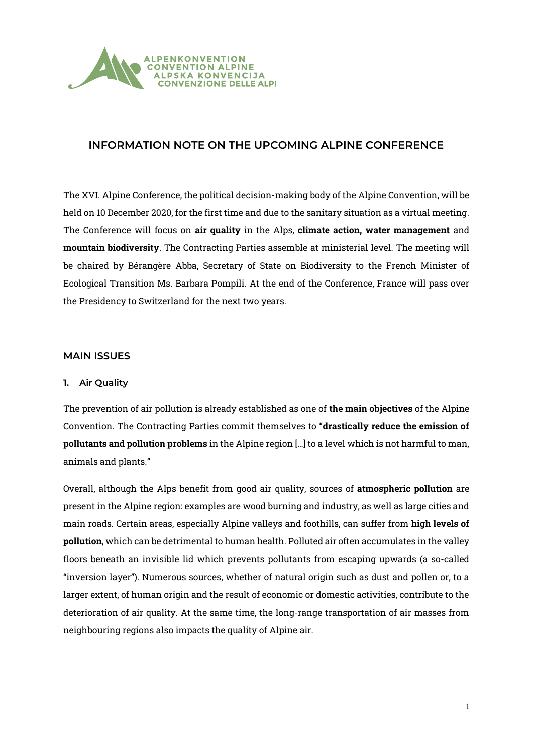ALPENKONVENTION
CONVENTION ALPINE
ALPSKA KONVENCIJA
CONVENZIONE DELLE ALPI

# INFORMATION NOTE ON THE UPCOMING ALPINE CONFERENCE

The XVI. Alpine Conference, the political decision-making body of the Alpine Convention, will be held on 10 December 2020, for the first time and due to the sanitary situation as a virtual meeting. The Conference will focus on **air quality** in the Alps, **climate action, water management** and **mountain biodiversity**. The Contracting Parties assemble at ministerial level. The meeting will be chaired by Bérangère Abba, Secretary of State on Biodiversity to the French Minister of Ecological Transition Ms. Barbara Pompili. At the end of the Conference, France will pass over the Presidency to Switzerland for the next two years.

## MAIN ISSUES

### 1. Air Quality

The prevention of air pollution is already established as one of **the main objectives** of the Alpine Convention. The Contracting Parties commit themselves to "**drastically reduce the emission of pollutants and pollution problems** in the Alpine region […] to a level which is not harmful to man, animals and plants."

Overall, although the Alps benefit from good air quality, sources of **atmospheric pollution** are present in the Alpine region: examples are wood burning and industry, as well as large cities and main roads. Certain areas, especially Alpine valleys and foothills, can suffer from **high levels of pollution**, which can be detrimental to human health. Polluted air often accumulates in the valley floors beneath an invisible lid which prevents pollutants from escaping upwards (a so-called "inversion layer"). Numerous sources, whether of natural origin such as dust and pollen or, to a larger extent, of human origin and the result of economic or domestic activities, contribute to the deterioration of air quality. At the same time, the long-range transportation of air masses from neighbouring regions also impacts the quality of Alpine air.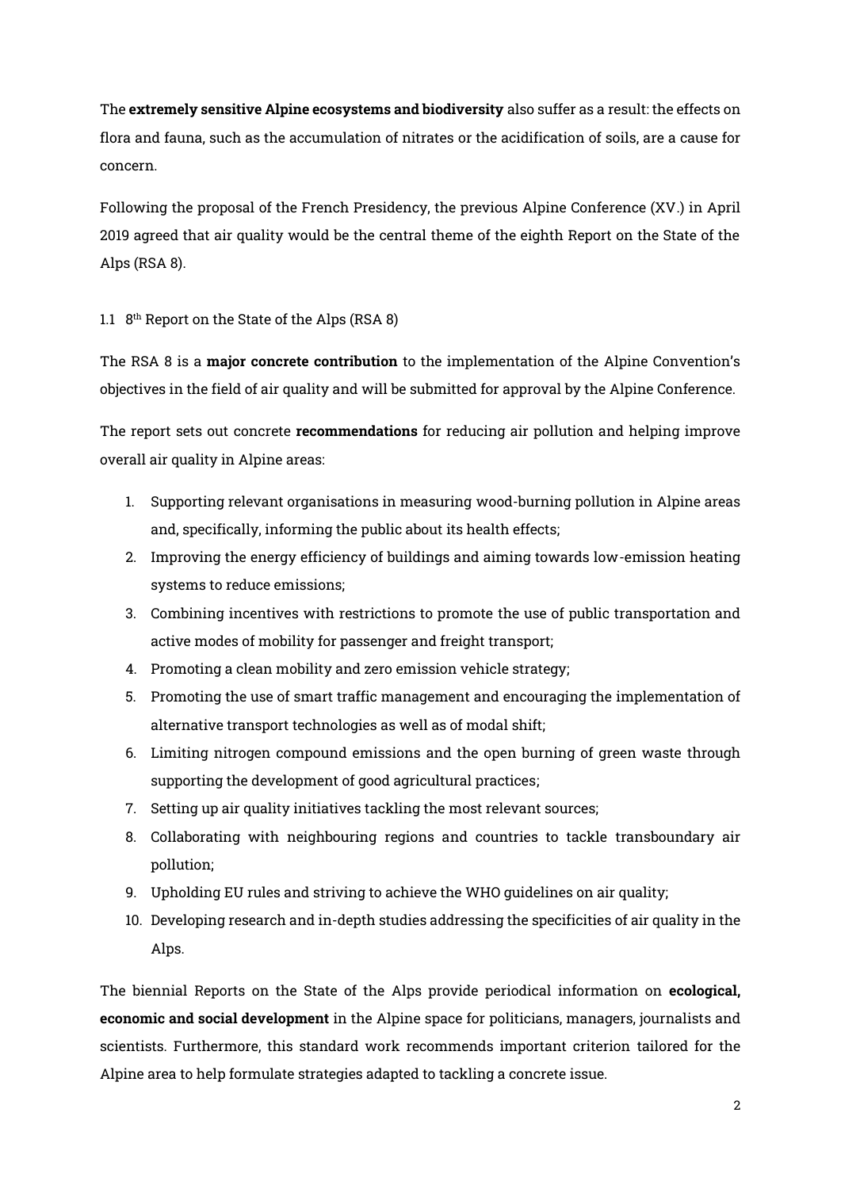The **extremely sensitive Alpine ecosystems and biodiversity** also suffer as a result: the effects on flora and fauna, such as the accumulation of nitrates or the acidification of soils, are a cause for concern.

Following the proposal of the French Presidency, the previous Alpine Conference (XV.) in April 2019 agreed that air quality would be the central theme of the eighth Report on the State of the Alps (RSA 8).

## 1.1 8th Report on the State of the Alps (RSA 8)

The RSA 8 is a **major concrete contribution** to the implementation of the Alpine Convention's objectives in the field of air quality and will be submitted for approval by the Alpine Conference.

The report sets out concrete **recommendations** for reducing air pollution and helping improve overall air quality in Alpine areas:

1. Supporting relevant organisations in measuring wood-burning pollution in Alpine areas and, specifically, informing the public about its health effects;
2. Improving the energy efficiency of buildings and aiming towards low-emission heating systems to reduce emissions;
3. Combining incentives with restrictions to promote the use of public transportation and active modes of mobility for passenger and freight transport;
4. Promoting a clean mobility and zero emission vehicle strategy;
5. Promoting the use of smart traffic management and encouraging the implementation of alternative transport technologies as well as of modal shift;
6. Limiting nitrogen compound emissions and the open burning of green waste through supporting the development of good agricultural practices;
7. Setting up air quality initiatives tackling the most relevant sources;
8. Collaborating with neighbouring regions and countries to tackle transboundary air pollution;
9. Upholding EU rules and striving to achieve the WHO guidelines on air quality;
10. Developing research and in-depth studies addressing the specificities of air quality in the Alps.

The biennial Reports on the State of the Alps provide periodical information on **ecological, economic and social development** in the Alpine space for politicians, managers, journalists and scientists. Furthermore, this standard work recommends important criterion tailored for the Alpine area to help formulate strategies adapted to tackling a concrete issue.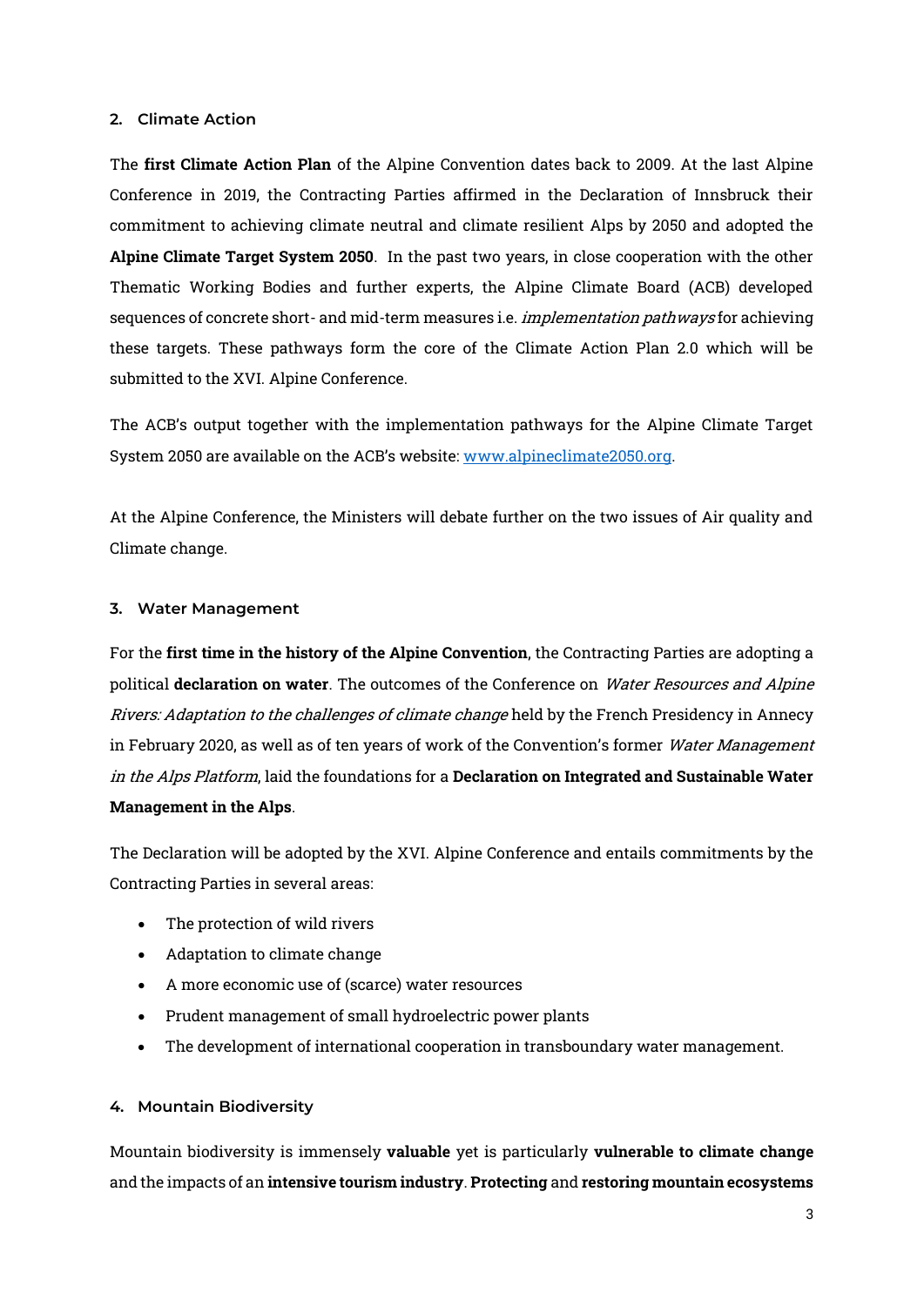## 2. Climate Action

The **first Climate Action Plan** of the Alpine Convention dates back to 2009. At the last Alpine Conference in 2019, the Contracting Parties affirmed in the Declaration of Innsbruck their commitment to achieving climate neutral and climate resilient Alps by 2050 and adopted the **Alpine Climate Target System 2050**. In the past two years, in close cooperation with the other Thematic Working Bodies and further experts, the Alpine Climate Board (ACB) developed sequences of concrete short- and mid-term measures i.e. *implementation pathways* for achieving these targets. These pathways form the core of the Climate Action Plan 2.0 which will be submitted to the XVI. Alpine Conference.

The ACB's output together with the implementation pathways for the Alpine Climate Target System 2050 are available on the ACB's website: [www.alpineclimate2050.org](www.alpineclimate2050.org).

At the Alpine Conference, the Ministers will debate further on the two issues of Air quality and Climate change.

## 3. Water Management

For the **first time in the history of the Alpine Convention**, the Contracting Parties are adopting a political **declaration on water**. The outcomes of the Conference on *Water Resources and Alpine Rivers: Adaptation to the challenges of climate change* held by the French Presidency in Annecy in February 2020, as well as of ten years of work of the Convention's former *Water Management in the Alps Platform*, laid the foundations for a **Declaration on Integrated and Sustainable Water Management in the Alps**.

The Declaration will be adopted by the XVI. Alpine Conference and entails commitments by the Contracting Parties in several areas:

- The protection of wild rivers
- Adaptation to climate change
- A more economic use of (scarce) water resources
- Prudent management of small hydroelectric power plants
- The development of international cooperation in transboundary water management.

## 4. Mountain Biodiversity

Mountain biodiversity is immensely **valuable** yet is particularly **vulnerable to climate change** and the impacts of an **intensive tourism industry**. **Protecting** and **restoring mountain ecosystems**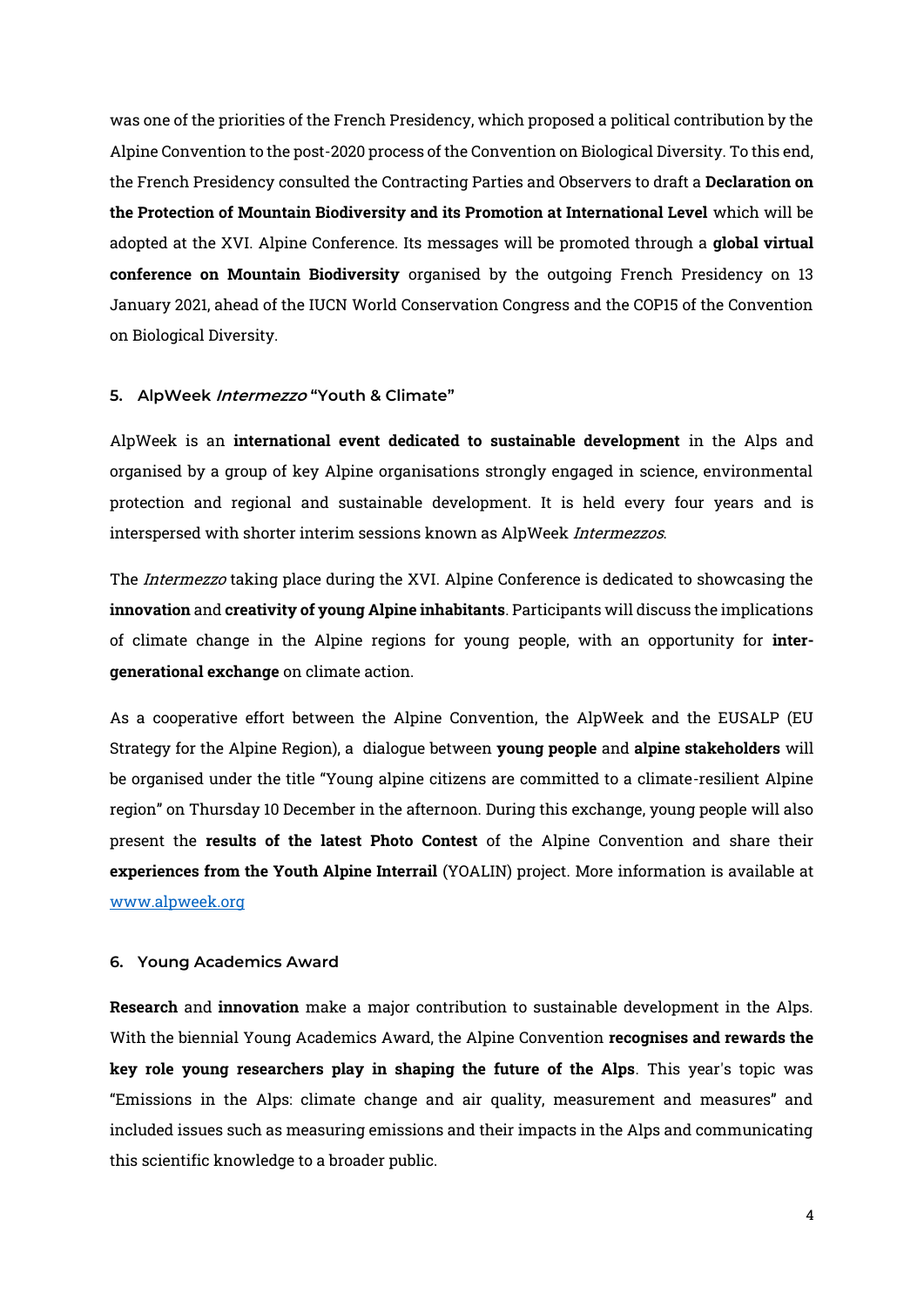was one of the priorities of the French Presidency, which proposed a political contribution by the Alpine Convention to the post-2020 process of the Convention on Biological Diversity. To this end, the French Presidency consulted the Contracting Parties and Observers to draft a **Declaration on the Protection of Mountain Biodiversity and its Promotion at International Level** which will be adopted at the XVI. Alpine Conference. Its messages will be promoted through a **global virtual conference on Mountain Biodiversity** organised by the outgoing French Presidency on 13 January 2021, ahead of the IUCN World Conservation Congress and the COP15 of the Convention on Biological Diversity.

### 5. AlpWeek *Intermezzo* "Youth & Climate"

AlpWeek is an **international event dedicated to sustainable development** in the Alps and organised by a group of key Alpine organisations strongly engaged in science, environmental protection and regional and sustainable development. It is held every four years and is interspersed with shorter interim sessions known as AlpWeek *Intermezzos*.

The *Intermezzo* taking place during the XVI. Alpine Conference is dedicated to showcasing the **innovation** and **creativity of young Alpine inhabitants**. Participants will discuss the implications of climate change in the Alpine regions for young people, with an opportunity for **inter-generational exchange** on climate action.

As a cooperative effort between the Alpine Convention, the AlpWeek and the EUSALP (EU Strategy for the Alpine Region), a dialogue between **young people** and **alpine stakeholders** will be organised under the title "Young alpine citizens are committed to a climate-resilient Alpine region" on Thursday 10 December in the afternoon. During this exchange, young people will also present the **results of the latest Photo Contest** of the Alpine Convention and share their **experiences from the Youth Alpine Interrail** (YOALIN) project. More information is available at [www.alpweek.org](www.alpweek.org)

### 6. Young Academics Award

**Research** and **innovation** make a major contribution to sustainable development in the Alps. With the biennial Young Academics Award, the Alpine Convention **recognises and rewards the key role young researchers play in shaping the future of the Alps**. This year's topic was "Emissions in the Alps: climate change and air quality, measurement and measures" and included issues such as measuring emissions and their impacts in the Alps and communicating this scientific knowledge to a broader public.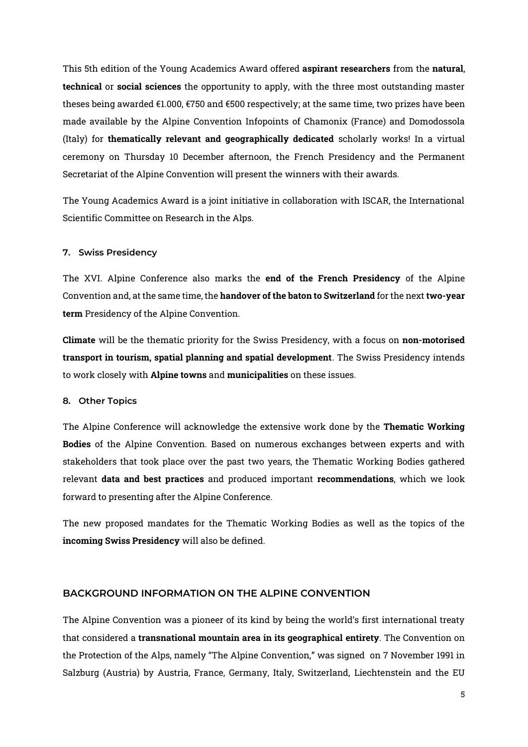This 5th edition of the Young Academics Award offered **aspirant researchers** from the **natural**, **technical** or **social sciences** the opportunity to apply, with the three most outstanding master theses being awarded €1.000, €750 and €500 respectively; at the same time, two prizes have been made available by the Alpine Convention Infopoints of Chamonix (France) and Domodossola (Italy) for **thematically relevant and geographically dedicated** scholarly works! In a virtual ceremony on Thursday 10 December afternoon, the French Presidency and the Permanent Secretariat of the Alpine Convention will present the winners with their awards.

The Young Academics Award is a joint initiative in collaboration with ISCAR, the International Scientific Committee on Research in the Alps.

### 7. Swiss Presidency

The XVI. Alpine Conference also marks the **end of the French Presidency** of the Alpine Convention and, at the same time, the **handover of the baton to Switzerland** for the next **two-year term** Presidency of the Alpine Convention.

**Climate** will be the thematic priority for the Swiss Presidency, with a focus on **non-motorised transport in tourism, spatial planning and spatial development**. The Swiss Presidency intends to work closely with **Alpine towns** and **municipalities** on these issues.

### 8. Other Topics

The Alpine Conference will acknowledge the extensive work done by the **Thematic Working Bodies** of the Alpine Convention. Based on numerous exchanges between experts and with stakeholders that took place over the past two years, the Thematic Working Bodies gathered relevant **data and best practices** and produced important **recommendations**, which we look forward to presenting after the Alpine Conference.

The new proposed mandates for the Thematic Working Bodies as well as the topics of the **incoming Swiss Presidency** will also be defined.

## BACKGROUND INFORMATION ON THE ALPINE CONVENTION

The Alpine Convention was a pioneer of its kind by being the world's first international treaty that considered a **transnational mountain area in its geographical entirety**. The Convention on the Protection of the Alps, namely "The Alpine Convention," was signed on 7 November 1991 in Salzburg (Austria) by Austria, France, Germany, Italy, Switzerland, Liechtenstein and the EU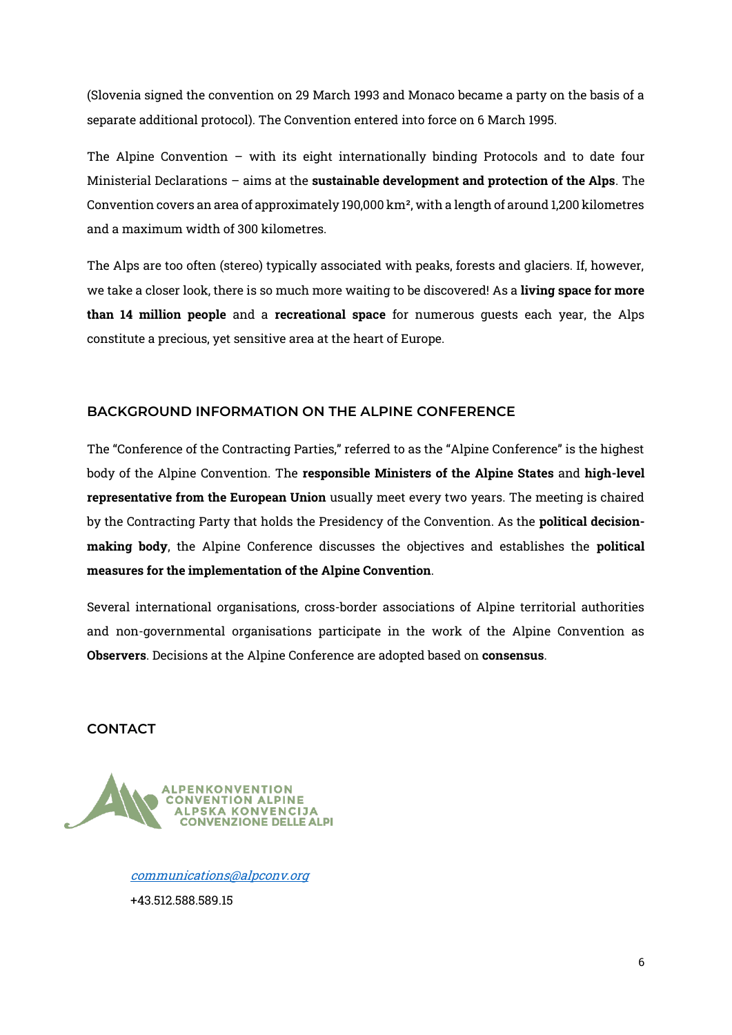(Slovenia signed the convention on 29 March 1993 and Monaco became a party on the basis of a separate additional protocol). The Convention entered into force on 6 March 1995.

The Alpine Convention – with its eight internationally binding Protocols and to date four Ministerial Declarations – aims at the **sustainable development and protection of the Alps**. The Convention covers an area of approximately 190,000 km², with a length of around 1,200 kilometres and a maximum width of 300 kilometres.

The Alps are too often (stereo) typically associated with peaks, forests and glaciers. If, however, we take a closer look, there is so much more waiting to be discovered! As a **living space for more than 14 million people** and a **recreational space** for numerous guests each year, the Alps constitute a precious, yet sensitive area at the heart of Europe.

## BACKGROUND INFORMATION ON THE ALPINE CONFERENCE

The "Conference of the Contracting Parties," referred to as the "Alpine Conference" is the highest body of the Alpine Convention. The **responsible Ministers of the Alpine States** and **high-level representative from the European Union** usually meet every two years. The meeting is chaired by the Contracting Party that holds the Presidency of the Convention. As the **political decision-making body**, the Alpine Conference discusses the objectives and establishes the **political measures for the implementation of the Alpine Convention**.

Several international organisations, cross-border associations of Alpine territorial authorities and non-governmental organisations participate in the work of the Alpine Convention as **Observers**. Decisions at the Alpine Conference are adopted based on **consensus**.

## CONTACT

ALPENKONVENTION
CONVENTION ALPINE
ALPSKA KONVENCIJA
CONVENZIONE DELLE ALPI

*communications@alpconv.org*

+43.512.588.589.15